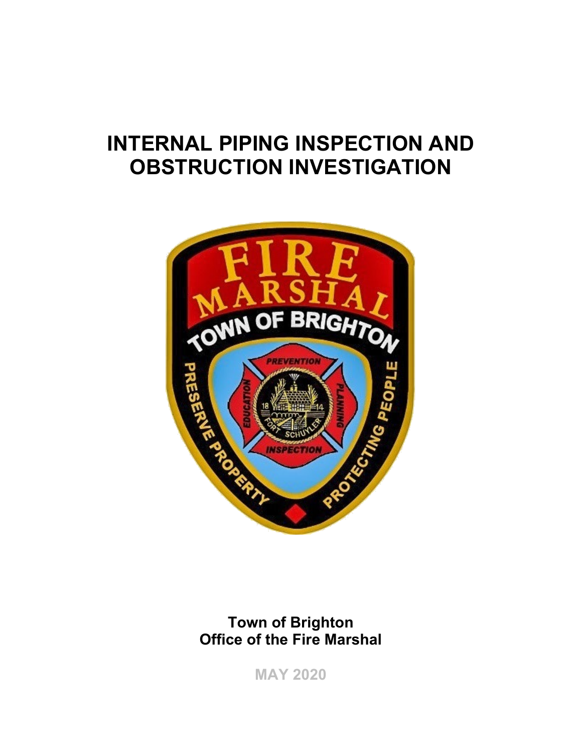# INTERNAL PIPING INSPECTION AND OBSTRUCTION INVESTIGATION

**Town of Brighton**
**Office of the Fire Marshal**

**MAY 2020**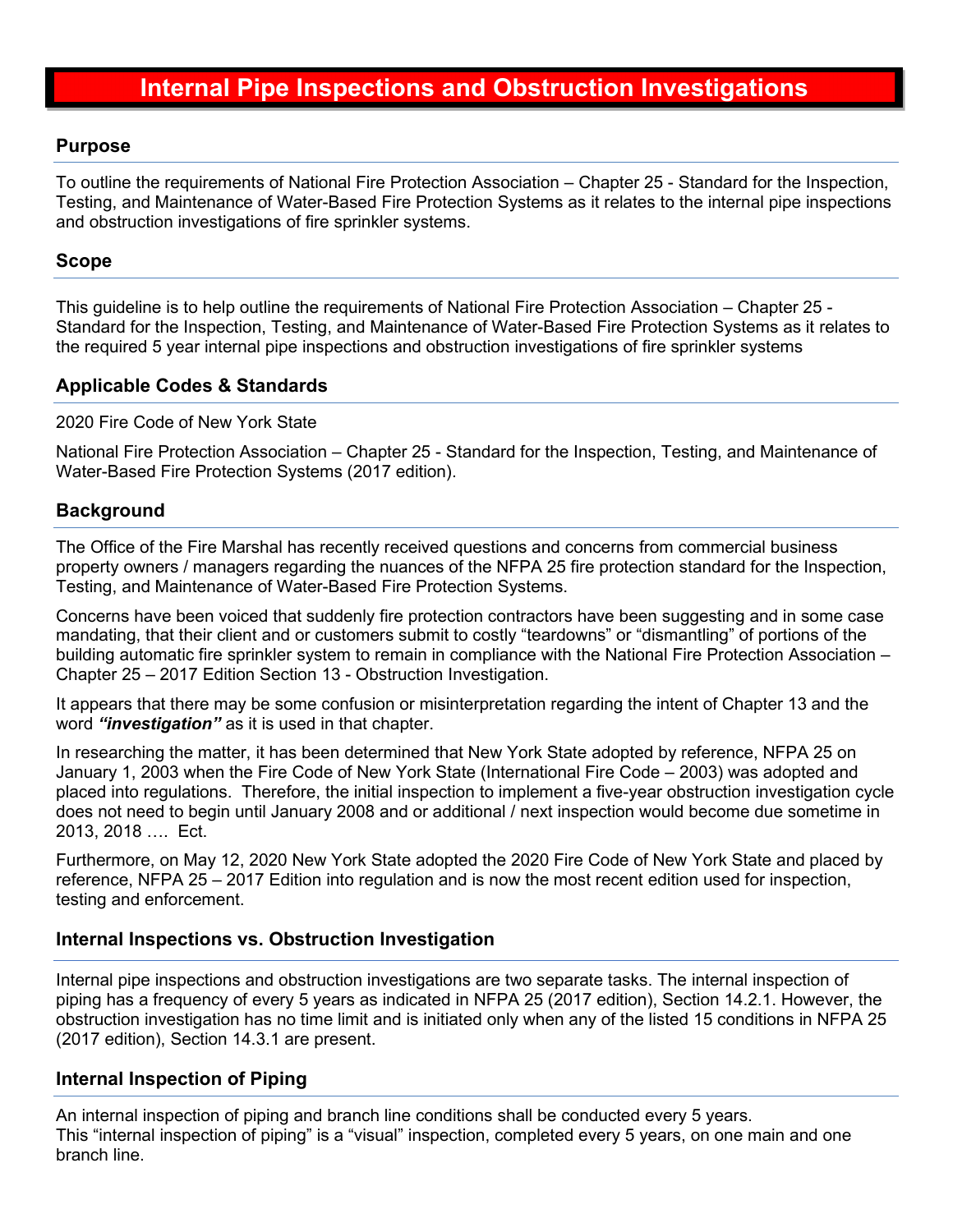# Internal Pipe Inspections and Obstruction Investigations

## Purpose

To outline the requirements of National Fire Protection Association – Chapter 25 - Standard for the Inspection, Testing, and Maintenance of Water-Based Fire Protection Systems as it relates to the internal pipe inspections and obstruction investigations of fire sprinkler systems.

## Scope

This guideline is to help outline the requirements of National Fire Protection Association – Chapter 25 - Standard for the Inspection, Testing, and Maintenance of Water-Based Fire Protection Systems as it relates to the required 5 year internal pipe inspections and obstruction investigations of fire sprinkler systems

## Applicable Codes & Standards

2020 Fire Code of New York State

National Fire Protection Association – Chapter 25 - Standard for the Inspection, Testing, and Maintenance of Water-Based Fire Protection Systems (2017 edition).

## Background

The Office of the Fire Marshal has recently received questions and concerns from commercial business property owners / managers regarding the nuances of the NFPA 25 fire protection standard for the Inspection, Testing, and Maintenance of Water-Based Fire Protection Systems.

Concerns have been voiced that suddenly fire protection contractors have been suggesting and in some case mandating, that their client and or customers submit to costly "teardowns" or "dismantling" of portions of the building automatic fire sprinkler system to remain in compliance with the National Fire Protection Association – Chapter 25 – 2017 Edition Section 13 - Obstruction Investigation.

It appears that there may be some confusion or misinterpretation regarding the intent of Chapter 13 and the word ***"investigation"*** as it is used in that chapter.

In researching the matter, it has been determined that New York State adopted by reference, NFPA 25 on January 1, 2003 when the Fire Code of New York State (International Fire Code – 2003) was adopted and placed into regulations. Therefore, the initial inspection to implement a five-year obstruction investigation cycle does not need to begin until January 2008 and or additional / next inspection would become due sometime in 2013, 2018 …. Ect.

Furthermore, on May 12, 2020 New York State adopted the 2020 Fire Code of New York State and placed by reference, NFPA 25 – 2017 Edition into regulation and is now the most recent edition used for inspection, testing and enforcement.

## Internal Inspections vs. Obstruction Investigation

Internal pipe inspections and obstruction investigations are two separate tasks. The internal inspection of piping has a frequency of every 5 years as indicated in NFPA 25 (2017 edition), Section 14.2.1. However, the obstruction investigation has no time limit and is initiated only when any of the listed 15 conditions in NFPA 25 (2017 edition), Section 14.3.1 are present.

## Internal Inspection of Piping

An internal inspection of piping and branch line conditions shall be conducted every 5 years.
This "internal inspection of piping" is a "visual" inspection, completed every 5 years, on one main and one branch line.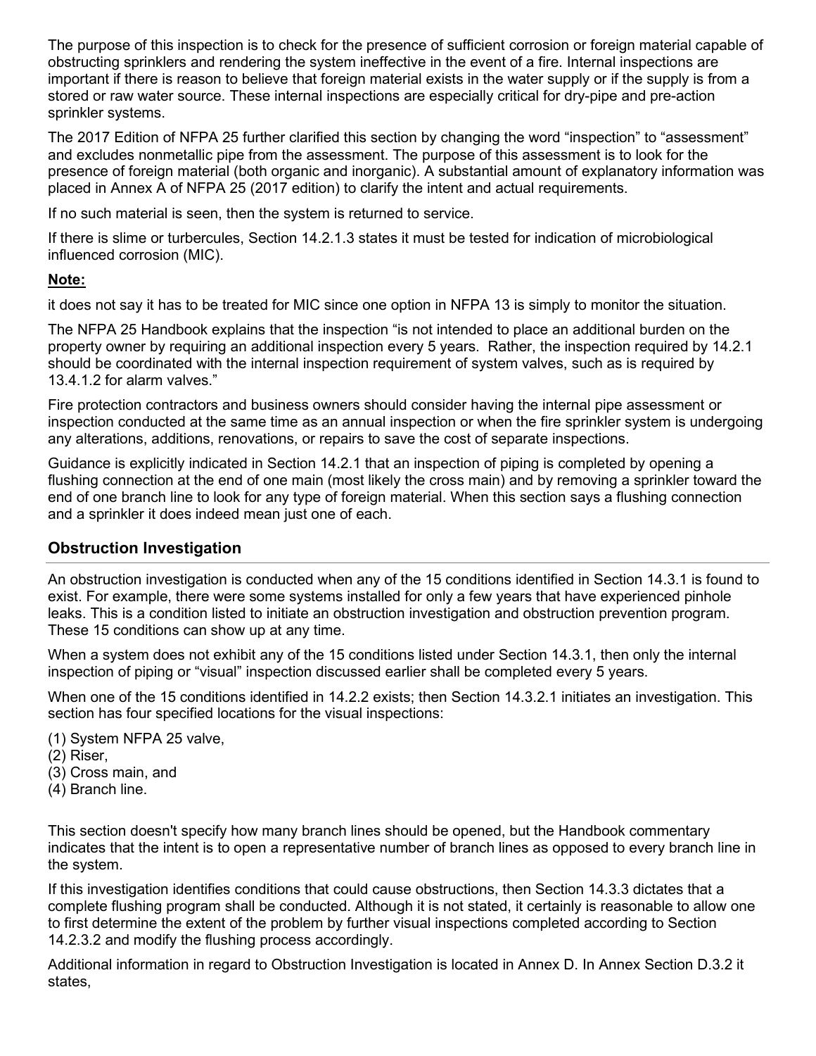The purpose of this inspection is to check for the presence of sufficient corrosion or foreign material capable of obstructing sprinklers and rendering the system ineffective in the event of a fire. Internal inspections are important if there is reason to believe that foreign material exists in the water supply or if the supply is from a stored or raw water source. These internal inspections are especially critical for dry-pipe and pre-action sprinkler systems.

The 2017 Edition of NFPA 25 further clarified this section by changing the word "inspection" to "assessment" and excludes nonmetallic pipe from the assessment. The purpose of this assessment is to look for the presence of foreign material (both organic and inorganic). A substantial amount of explanatory information was placed in Annex A of NFPA 25 (2017 edition) to clarify the intent and actual requirements.

If no such material is seen, then the system is returned to service.

If there is slime or turbercules, Section 14.2.1.3 states it must be tested for indication of microbiological influenced corrosion (MIC).

**Note:**

it does not say it has to be treated for MIC since one option in NFPA 13 is simply to monitor the situation.

The NFPA 25 Handbook explains that the inspection "is not intended to place an additional burden on the property owner by requiring an additional inspection every 5 years. Rather, the inspection required by 14.2.1 should be coordinated with the internal inspection requirement of system valves, such as is required by 13.4.1.2 for alarm valves."

Fire protection contractors and business owners should consider having the internal pipe assessment or inspection conducted at the same time as an annual inspection or when the fire sprinkler system is undergoing any alterations, additions, renovations, or repairs to save the cost of separate inspections.

Guidance is explicitly indicated in Section 14.2.1 that an inspection of piping is completed by opening a flushing connection at the end of one main (most likely the cross main) and by removing a sprinkler toward the end of one branch line to look for any type of foreign material. When this section says a flushing connection and a sprinkler it does indeed mean just one of each.

## Obstruction Investigation

An obstruction investigation is conducted when any of the 15 conditions identified in Section 14.3.1 is found to exist. For example, there were some systems installed for only a few years that have experienced pinhole leaks. This is a condition listed to initiate an obstruction investigation and obstruction prevention program. These 15 conditions can show up at any time.

When a system does not exhibit any of the 15 conditions listed under Section 14.3.1, then only the internal inspection of piping or "visual" inspection discussed earlier shall be completed every 5 years.

When one of the 15 conditions identified in 14.2.2 exists; then Section 14.3.2.1 initiates an investigation. This section has four specified locations for the visual inspections:

(1) System NFPA 25 valve,
(2) Riser,
(3) Cross main, and
(4) Branch line.

This section doesn't specify how many branch lines should be opened, but the Handbook commentary indicates that the intent is to open a representative number of branch lines as opposed to every branch line in the system.

If this investigation identifies conditions that could cause obstructions, then Section 14.3.3 dictates that a complete flushing program shall be conducted. Although it is not stated, it certainly is reasonable to allow one to first determine the extent of the problem by further visual inspections completed according to Section 14.2.3.2 and modify the flushing process accordingly.

Additional information in regard to Obstruction Investigation is located in Annex D. In Annex Section D.3.2 it states,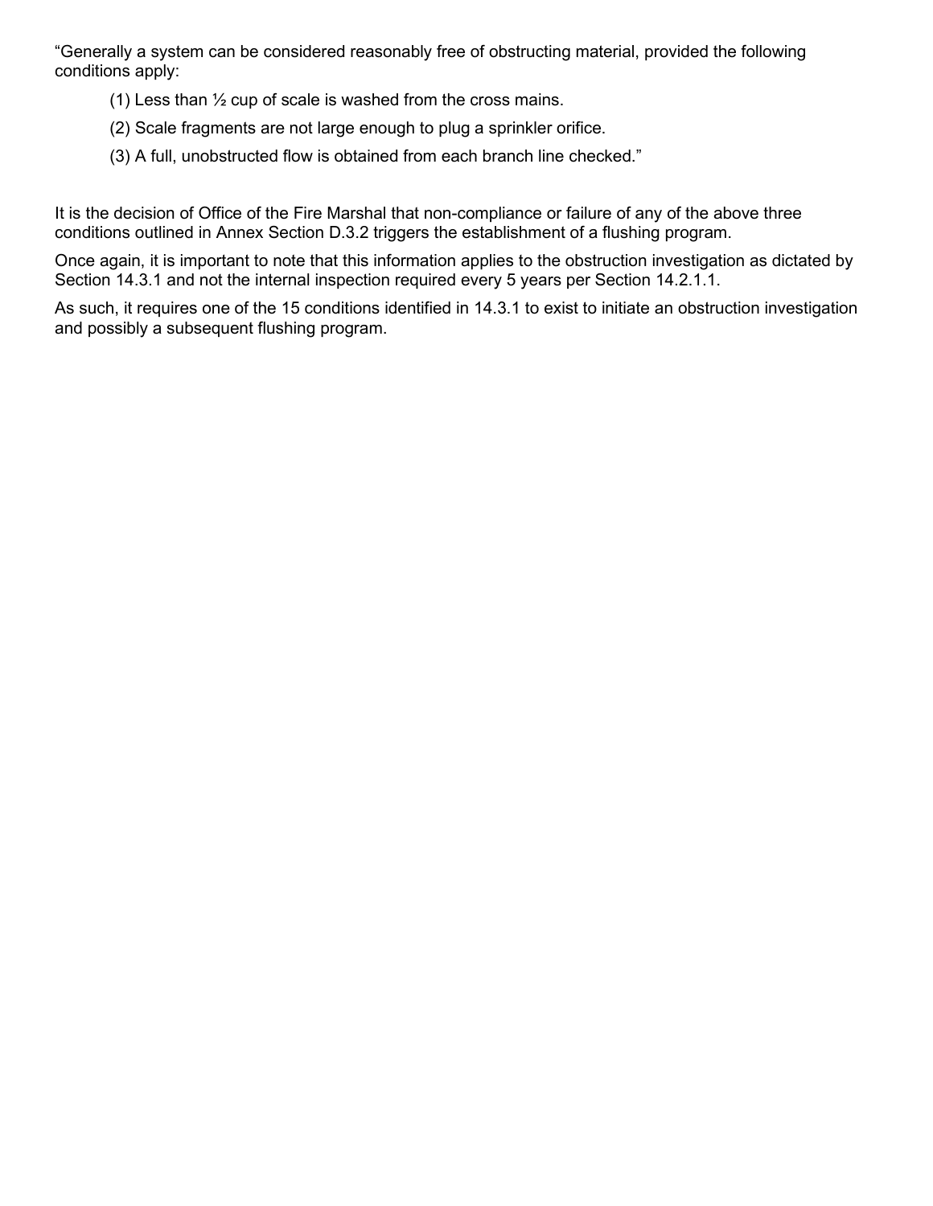“Generally a system can be considered reasonably free of obstructing material, provided the following conditions apply:

(1) Less than ½ cup of scale is washed from the cross mains.

(2) Scale fragments are not large enough to plug a sprinkler orifice.

(3) A full, unobstructed flow is obtained from each branch line checked.”

It is the decision of Office of the Fire Marshal that non-compliance or failure of any of the above three conditions outlined in Annex Section D.3.2 triggers the establishment of a flushing program.

Once again, it is important to note that this information applies to the obstruction investigation as dictated by Section 14.3.1 and not the internal inspection required every 5 years per Section 14.2.1.1.

As such, it requires one of the 15 conditions identified in 14.3.1 to exist to initiate an obstruction investigation and possibly a subsequent flushing program.